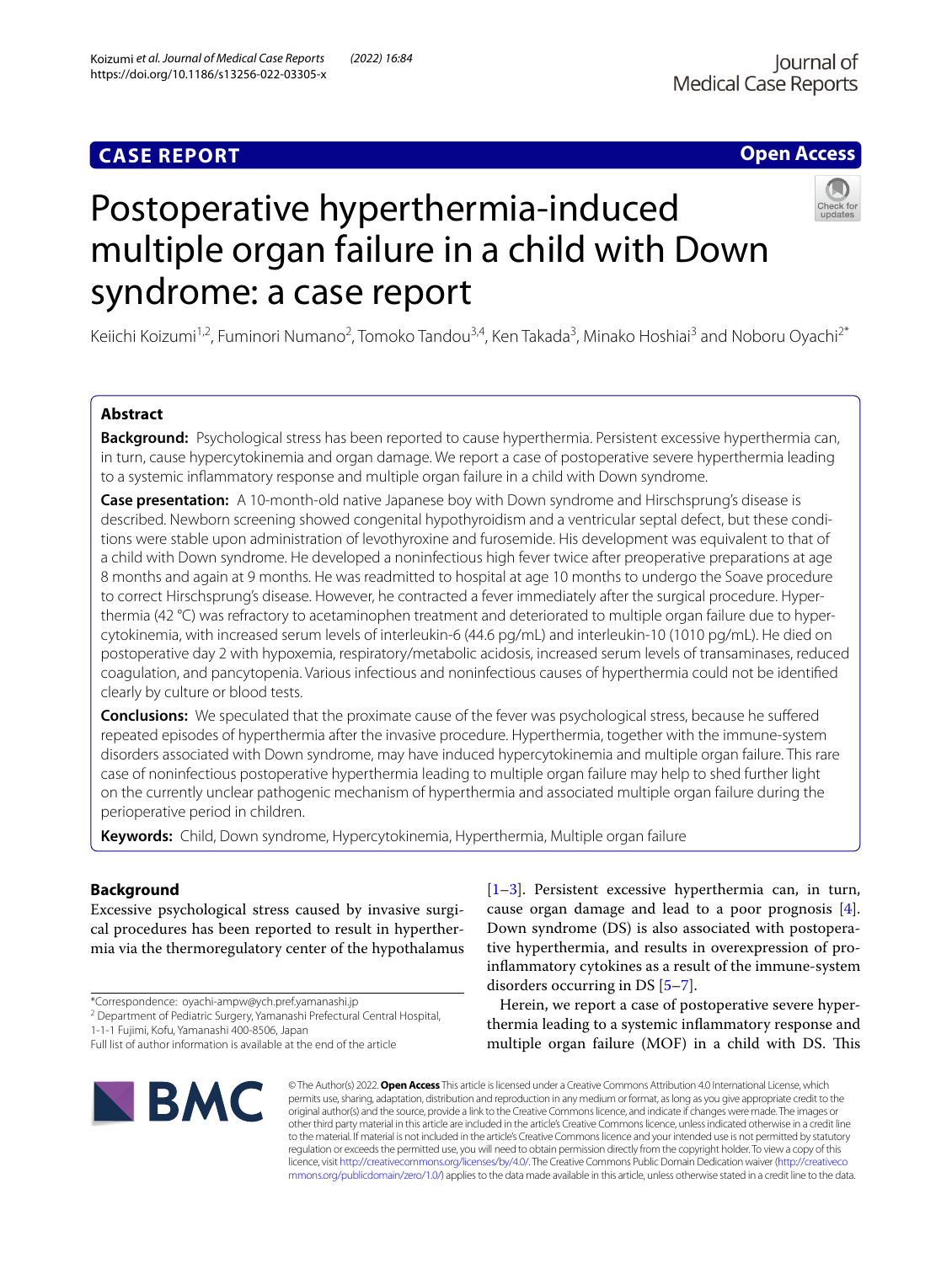**CASE REPORT** **Open Access**

# Postoperative hyperthermia-induced multiple organ failure in a child with Down syndrome: a case report

Keiichi Koizumi[1,2], Fuminori Numano[2], Tomoko Tandou[3,4], Ken Takada[3], Minako Hoshiai[3] and Noboru Oyachi[2*]

## Abstract

**Background:** Psychological stress has been reported to cause hyperthermia. Persistent excessive hyperthermia can, in turn, cause hypercytokinemia and organ damage. We report a case of postoperative severe hyperthermia leading to a systemic inflammatory response and multiple organ failure in a child with Down syndrome.

**Case presentation:** A 10-month-old native Japanese boy with Down syndrome and Hirschsprung's disease is described. Newborn screening showed congenital hypothyroidism and a ventricular septal defect, but these conditions were stable upon administration of levothyroxine and furosemide. His development was equivalent to that of a child with Down syndrome. He developed a noninfectious high fever twice after preoperative preparations at age 8 months and again at 9 months. He was readmitted to hospital at age 10 months to undergo the Soave procedure to correct Hirschsprung's disease. However, he contracted a fever immediately after the surgical procedure. Hyperthermia (42 °C) was refractory to acetaminophen treatment and deteriorated to multiple organ failure due to hypercytokinemia, with increased serum levels of interleukin-6 (44.6 pg/mL) and interleukin-10 (1010 pg/mL). He died on postoperative day 2 with hypoxemia, respiratory/metabolic acidosis, increased serum levels of transaminases, reduced coagulation, and pancytopenia. Various infectious and noninfectious causes of hyperthermia could not be identified clearly by culture or blood tests.

**Conclusions:** We speculated that the proximate cause of the fever was psychological stress, because he suffered repeated episodes of hyperthermia after the invasive procedure. Hyperthermia, together with the immune-system disorders associated with Down syndrome, may have induced hypercytokinemia and multiple organ failure. This rare case of noninfectious postoperative hyperthermia leading to multiple organ failure may help to shed further light on the currently unclear pathogenic mechanism of hyperthermia and associated multiple organ failure during the perioperative period in children.

**Keywords:** Child, Down syndrome, Hypercytokinemia, Hyperthermia, Multiple organ failure

## Background

Excessive psychological stress caused by invasive surgical procedures has been reported to result in hyperthermia via the thermoregulatory center of the hypothalamus [1–3]. Persistent excessive hyperthermia can, in turn, cause organ damage and lead to a poor prognosis [4]. Down syndrome (DS) is also associated with postoperative hyperthermia, and results in overexpression of pro-inflammatory cytokines as a result of the immune-system disorders occurring in DS [5–7].

Herein, we report a case of postoperative severe hyperthermia leading to a systemic inflammatory response and multiple organ failure (MOF) in a child with DS. This

*Correspondence: oyachi-ampw@ych.pref.yamanashi.jp
[2] Department of Pediatric Surgery, Yamanashi Prefectural Central Hospital, 1-1-1 Fujimi, Kofu, Yamanashi 400-8506, Japan
Full list of author information is available at the end of the article

© The Author(s) 2022. **Open Access** This article is licensed under a Creative Commons Attribution 4.0 International License, which permits use, sharing, adaptation, distribution and reproduction in any medium or format, as long as you give appropriate credit to the original author(s) and the source, provide a link to the Creative Commons licence, and indicate if changes were made. The images or other third party material in this article are included in the article's Creative Commons licence, unless indicated otherwise in a credit line to the material. If material is not included in the article's Creative Commons licence and your intended use is not permitted by statutory regulation or exceeds the permitted use, you will need to obtain permission directly from the copyright holder. To view a copy of this licence, visit http://creativecommons.org/licenses/by/4.0/. The Creative Commons Public Domain Dedication waiver (http://creativecommons.org/publicdomain/zero/1.0/) applies to the data made available in this article, unless otherwise stated in a credit line to the data.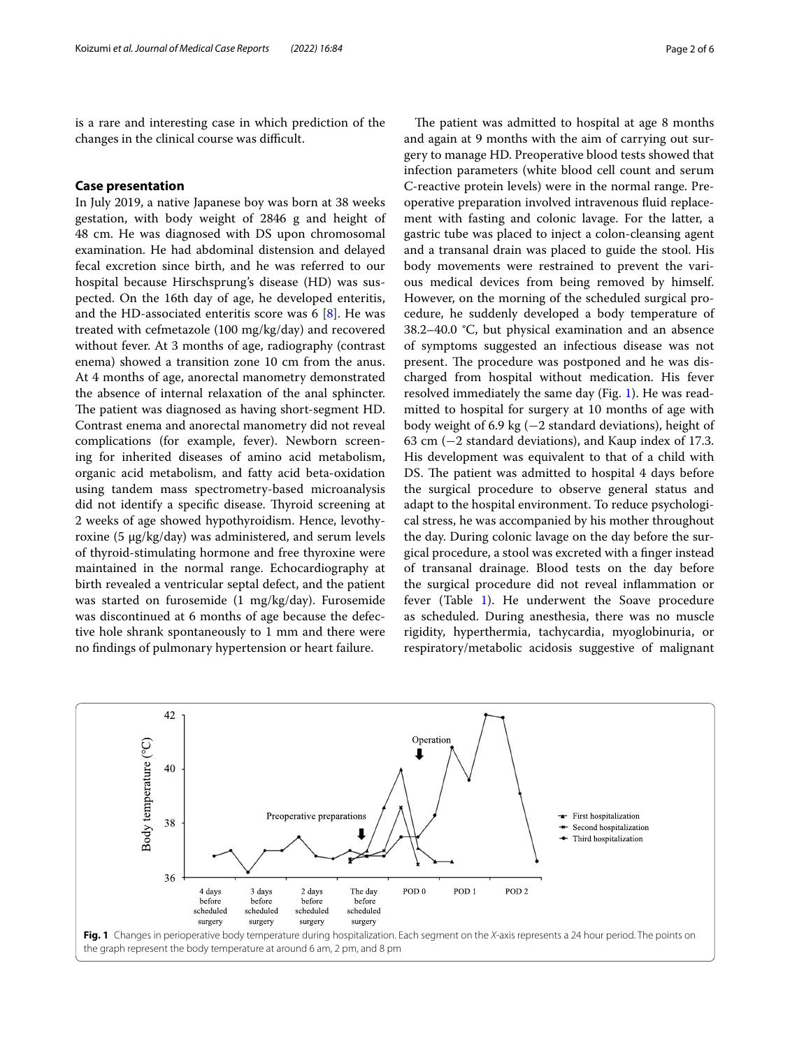is a rare and interesting case in which prediction of the changes in the clinical course was difficult.

## Case presentation

In July 2019, a native Japanese boy was born at 38 weeks gestation, with body weight of 2846 g and height of 48 cm. He was diagnosed with DS upon chromosomal examination. He had abdominal distension and delayed fecal excretion since birth, and he was referred to our hospital because Hirschsprung's disease (HD) was suspected. On the 16th day of age, he developed enteritis, and the HD-associated enteritis score was 6 [8]. He was treated with cefmetazole (100 mg/kg/day) and recovered without fever. At 3 months of age, radiography (contrast enema) showed a transition zone 10 cm from the anus. At 4 months of age, anorectal manometry demonstrated the absence of internal relaxation of the anal sphincter. The patient was diagnosed as having short-segment HD. Contrast enema and anorectal manometry did not reveal complications (for example, fever). Newborn screening for inherited diseases of amino acid metabolism, organic acid metabolism, and fatty acid beta-oxidation using tandem mass spectrometry-based microanalysis did not identify a specific disease. Thyroid screening at 2 weeks of age showed hypothyroidism. Hence, levothyroxine (5 μg/kg/day) was administered, and serum levels of thyroid-stimulating hormone and free thyroxine were maintained in the normal range. Echocardiography at birth revealed a ventricular septal defect, and the patient was started on furosemide (1 mg/kg/day). Furosemide was discontinued at 6 months of age because the defective hole shrank spontaneously to 1 mm and there were no findings of pulmonary hypertension or heart failure.

The patient was admitted to hospital at age 8 months and again at 9 months with the aim of carrying out surgery to manage HD. Preoperative blood tests showed that infection parameters (white blood cell count and serum C-reactive protein levels) were in the normal range. Preoperative preparation involved intravenous fluid replacement with fasting and colonic lavage. For the latter, a gastric tube was placed to inject a colon-cleansing agent and a transanal drain was placed to guide the stool. His body movements were restrained to prevent the various medical devices from being removed by himself. However, on the morning of the scheduled surgical procedure, he suddenly developed a body temperature of 38.2–40.0 °C, but physical examination and an absence of symptoms suggested an infectious disease was not present. The procedure was postponed and he was discharged from hospital without medication. His fever resolved immediately the same day (Fig. 1). He was readmitted to hospital for surgery at 10 months of age with body weight of 6.9 kg (−2 standard deviations), height of 63 cm (−2 standard deviations), and Kaup index of 17.3. His development was equivalent to that of a child with DS. The patient was admitted to hospital 4 days before the surgical procedure to observe general status and adapt to the hospital environment. To reduce psychological stress, he was accompanied by his mother throughout the day. During colonic lavage on the day before the surgical procedure, a stool was excreted with a finger instead of transanal drainage. Blood tests on the day before the surgical procedure did not reveal inflammation or fever (Table 1). He underwent the Soave procedure as scheduled. During anesthesia, there was no muscle rigidity, hyperthermia, tachycardia, myoglobinuria, or respiratory/metabolic acidosis suggestive of malignant

**Fig. 1** Changes in perioperative body temperature during hospitalization. Each segment on the *X*-axis represents a 24 hour period. The points on the graph represent the body temperature at around 6 am, 2 pm, and 8 pm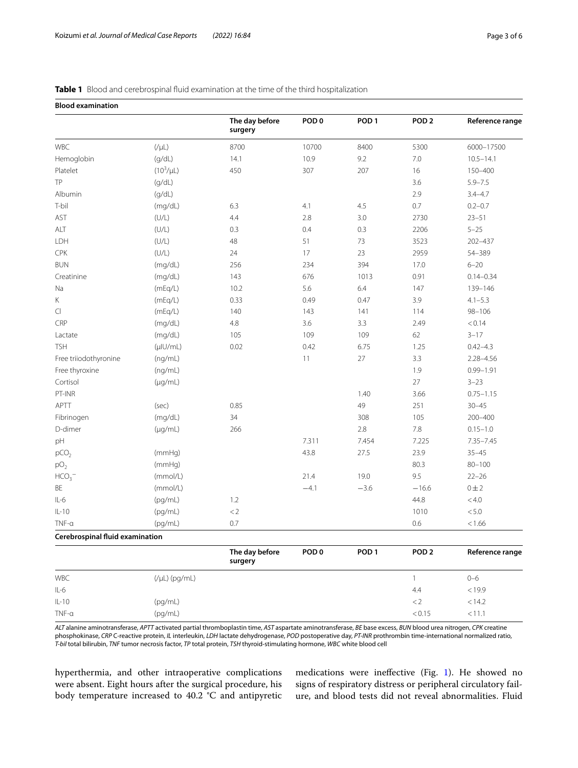**Table 1** Blood and cerebrospinal fluid examination at the time of the third hospitalization

**Blood examination**

| | | The day before surgery | POD 0 | POD 1 | POD 2 | Reference range |
|---|---|---|---|---|---|---|
| WBC | (/μL) | 8700 | 10700 | 8400 | 5300 | 6000–17500 |
| Hemoglobin | (g/dL) | 14.1 | 10.9 | 9.2 | 7.0 | 10.5–14.1 |
| Platelet | ($10^3$/μL) | 450 | 307 | 207 | 16 | 150–400 |
| TP | (g/dL) | | | | 3.6 | 5.9–7.5 |
| Albumin | (g/dL) | | | | 2.9 | 3.4–4.7 |
| T-bil | (mg/dL) | 6.3 | 4.1 | 4.5 | 0.7 | 0.2–0.7 |
| AST | (U/L) | 4.4 | 2.8 | 3.0 | 2730 | 23–51 |
| ALT | (U/L) | 0.3 | 0.4 | 0.3 | 2206 | 5–25 |
| LDH | (U/L) | 48 | 51 | 73 | 3523 | 202–437 |
| CPK | (U/L) | 24 | 17 | 23 | 2959 | 54–389 |
| BUN | (mg/dL) | 256 | 234 | 394 | 17.0 | 6–20 |
| Creatinine | (mg/dL) | 143 | 676 | 1013 | 0.91 | 0.14–0.34 |
| Na | (mEq/L) | 10.2 | 5.6 | 6.4 | 147 | 139–146 |
| K | (mEq/L) | 0.33 | 0.49 | 0.47 | 3.9 | 4.1–5.3 |
| Cl | (mEq/L) | 140 | 143 | 141 | 114 | 98–106 |
| CRP | (mg/dL) | 4.8 | 3.6 | 3.3 | 2.49 | < 0.14 |
| Lactate | (mg/dL) | 105 | 109 | 109 | 62 | 3–17 |
| TSH | (μIU/mL) | 0.02 | 0.42 | 6.75 | 1.25 | 0.42–4.3 |
| Free triiodothyronine | (ng/mL) | | 11 | 27 | 3.3 | 2.28–4.56 |
| Free thyroxine | (ng/mL) | | | | 1.9 | 0.99–1.91 |
| Cortisol | (μg/mL) | | | | 27 | 3–23 |
| PT-INR | | | | 1.40 | 3.66 | 0.75–1.15 |
| APTT | (sec) | 0.85 | | 49 | 251 | 30–45 |
| Fibrinogen | (mg/dL) | 34 | | 308 | 105 | 200–400 |
| D-dimer | (μg/mL) | 266 | | 2.8 | 7.8 | 0.15–1.0 |
| pH | | | 7.311 | 7.454 | 7.225 | 7.35–7.45 |
| $pCO_2$ | (mmHg) | | 43.8 | 27.5 | 23.9 | 35–45 |
| $pO_2$ | (mmHg) | | | | 80.3 | 80–100 |
| $HCO_3^-$ | (mmol/L) | | 21.4 | 19.0 | 9.5 | 22–26 |
| BE | (mmol/L) | | −4.1 | −3.6 | −16.6 | 0 ± 2 |
| IL-6 | (pg/mL) | 1.2 | | | 44.8 | < 4.0 |
| IL-10 | (pg/mL) | < 2 | | | 1010 | < 5.0 |
| TNF-α | (pg/mL) | 0.7 | | | 0.6 | < 1.66 |

**Cerebrospinal fluid examination**

| | | The day before surgery | POD 0 | POD 1 | POD 2 | Reference range |
|---|---|---|---|---|---|---|
| WBC | (/μL) (pg/mL) | | | | 1 | 0–6 |
| IL-6 | | | | | 4.4 | < 19.9 |
| IL-10 | (pg/mL) | | | | < 2 | < 14.2 |
| TNF-α | (pg/mL) | | | | < 0.15 | < 11.1 |

*ALT* alanine aminotransferase, *APTT* activated partial thromboplastin time, *AST* aspartate aminotransferase, *BE* base excess, *BUN* blood urea nitrogen, *CPK* creatine phosphokinase, *CRP* C-reactive protein, *IL* interleukin, *LDH* lactate dehydrogenase, *POD* postoperative day, *PT-INR* prothrombin time-international normalized ratio, *T-bil* total bilirubin, *TNF* tumor necrosis factor, *TP* total protein, *TSH* thyroid-stimulating hormone, *WBC* white blood cell

hyperthermia, and other intraoperative complications were absent. Eight hours after the surgical procedure, his body temperature increased to 40.2 °C and antipyretic medications were ineffective (Fig. 1). He showed no signs of respiratory distress or peripheral circulatory failure, and blood tests did not reveal abnormalities. Fluid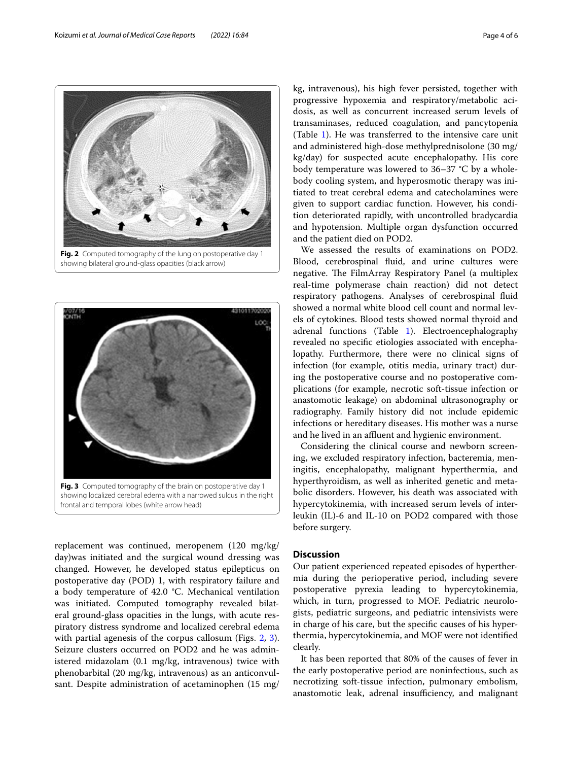Fig. 2 Computed tomography of the lung on postoperative day 1 showing bilateral ground-glass opacities (black arrow)

Fig. 3 Computed tomography of the brain on postoperative day 1 showing localized cerebral edema with a narrowed sulcus in the right frontal and temporal lobes (white arrow head)

replacement was continued, meropenem (120 mg/kg/day)was initiated and the surgical wound dressing was changed. However, he developed status epilepticus on postoperative day (POD) 1, with respiratory failure and a body temperature of 42.0 °C. Mechanical ventilation was initiated. Computed tomography revealed bilateral ground-glass opacities in the lungs, with acute respiratory distress syndrome and localized cerebral edema with partial agenesis of the corpus callosum (Figs. 2, 3). Seizure clusters occurred on POD2 and he was administered midazolam (0.1 mg/kg, intravenous) twice with phenobarbital (20 mg/kg, intravenous) as an anticonvulsant. Despite administration of acetaminophen (15 mg/kg, intravenous), his high fever persisted, together with progressive hypoxemia and respiratory/metabolic acidosis, as well as concurrent increased serum levels of transaminases, reduced coagulation, and pancytopenia (Table 1). He was transferred to the intensive care unit and administered high-dose methylprednisolone (30 mg/kg/day) for suspected acute encephalopathy. His core body temperature was lowered to 36–37 °C by a whole-body cooling system, and hyperosmotic therapy was initiated to treat cerebral edema and catecholamines were given to support cardiac function. However, his condition deteriorated rapidly, with uncontrolled bradycardia and hypotension. Multiple organ dysfunction occurred and the patient died on POD2.

We assessed the results of examinations on POD2. Blood, cerebrospinal fluid, and urine cultures were negative. The FilmArray Respiratory Panel (a multiplex real-time polymerase chain reaction) did not detect respiratory pathogens. Analyses of cerebrospinal fluid showed a normal white blood cell count and normal levels of cytokines. Blood tests showed normal thyroid and adrenal functions (Table 1). Electroencephalography revealed no specific etiologies associated with encephalopathy. Furthermore, there were no clinical signs of infection (for example, otitis media, urinary tract) during the postoperative course and no postoperative complications (for example, necrotic soft-tissue infection or anastomotic leakage) on abdominal ultrasonography or radiography. Family history did not include epidemic infections or hereditary diseases. His mother was a nurse and he lived in an affluent and hygienic environment.

Considering the clinical course and newborn screening, we excluded respiratory infection, bacteremia, meningitis, encephalopathy, malignant hyperthermia, and hyperthyroidism, as well as inherited genetic and metabolic disorders. However, his death was associated with hypercytokinemia, with increased serum levels of interleukin (IL)-6 and IL-10 on POD2 compared with those before surgery.

## Discussion

Our patient experienced repeated episodes of hyperthermia during the perioperative period, including severe postoperative pyrexia leading to hypercytokinemia, which, in turn, progressed to MOF. Pediatric neurologists, pediatric surgeons, and pediatric intensivists were in charge of his care, but the specific causes of his hyperthermia, hypercytokinemia, and MOF were not identified clearly.

It has been reported that 80% of the causes of fever in the early postoperative period are noninfectious, such as necrotizing soft-tissue infection, pulmonary embolism, anastomotic leak, adrenal insufficiency, and malignant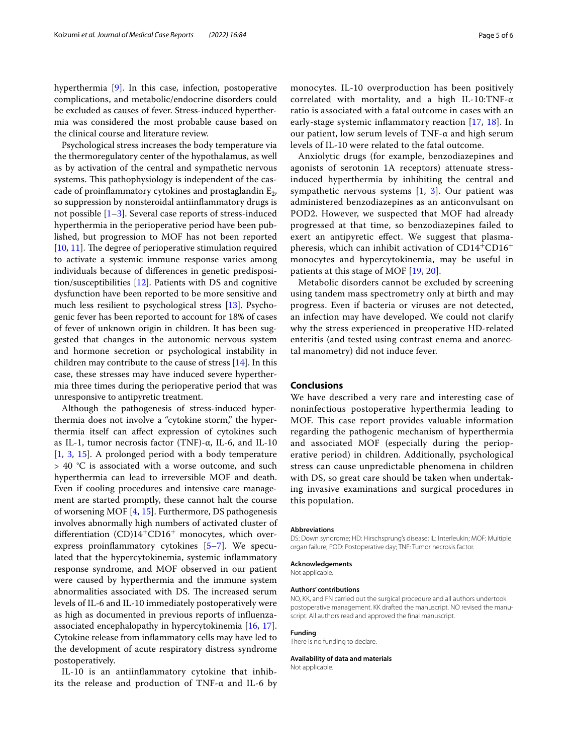hyperthermia [9]. In this case, infection, postoperative complications, and metabolic/endocrine disorders could be excluded as causes of fever. Stress-induced hyperthermia was considered the most probable cause based on the clinical course and literature review.

Psychological stress increases the body temperature via the thermoregulatory center of the hypothalamus, as well as by activation of the central and sympathetic nervous systems. This pathophysiology is independent of the cascade of proinflammatory cytokines and prostaglandin $E_2$, so suppression by nonsteroidal antiinflammatory drugs is not possible [1–3]. Several case reports of stress-induced hyperthermia in the perioperative period have been published, but progression to MOF has not been reported [10, 11]. The degree of perioperative stimulation required to activate a systemic immune response varies among individuals because of differences in genetic predisposition/susceptibilities [12]. Patients with DS and cognitive dysfunction have been reported to be more sensitive and much less resilient to psychological stress [13]. Psychogenic fever has been reported to account for 18% of cases of fever of unknown origin in children. It has been suggested that changes in the autonomic nervous system and hormone secretion or psychological instability in children may contribute to the cause of stress [14]. In this case, these stresses may have induced severe hyperthermia three times during the perioperative period that was unresponsive to antipyretic treatment.

Although the pathogenesis of stress-induced hyperthermia does not involve a "cytokine storm," the hyperthermia itself can affect expression of cytokines such as IL-1, tumor necrosis factor (TNF)-α, IL-6, and IL-10 [1, 3, 15]. A prolonged period with a body temperature > 40 °C is associated with a worse outcome, and such hyperthermia can lead to irreversible MOF and death. Even if cooling procedures and intensive care management are started promptly, these cannot halt the course of worsening MOF [4, 15]. Furthermore, DS pathogenesis involves abnormally high numbers of activated cluster of differentiation $(CD)14^{+}CD16^{+}$ monocytes, which overexpress proinflammatory cytokines [5–7]. We speculated that the hypercytokinemia, systemic inflammatory response syndrome, and MOF observed in our patient were caused by hyperthermia and the immune system abnormalities associated with DS. The increased serum levels of IL-6 and IL-10 immediately postoperatively were as high as documented in previous reports of influenza-associated encephalopathy in hypercytokinemia [16, 17]. Cytokine release from inflammatory cells may have led to the development of acute respiratory distress syndrome postoperatively.

IL-10 is an antiinflammatory cytokine that inhibits the release and production of TNF-α and IL-6 by monocytes. IL-10 overproduction has been positively correlated with mortality, and a high IL-10:TNF-α ratio is associated with a fatal outcome in cases with an early-stage systemic inflammatory reaction [17, 18]. In our patient, low serum levels of TNF-α and high serum levels of IL-10 were related to the fatal outcome.

Anxiolytic drugs (for example, benzodiazepines and agonists of serotonin 1A receptors) attenuate stress-induced hyperthermia by inhibiting the central and sympathetic nervous systems [1, 3]. Our patient was administered benzodiazepines as an anticonvulsant on POD2. However, we suspected that MOF had already progressed at that time, so benzodiazepines failed to exert an antipyretic effect. We suggest that plasmapheresis, which can inhibit activation of $CD14^{+}CD16^{+}$ monocytes and hypercytokinemia, may be useful in patients at this stage of MOF [19, 20].

Metabolic disorders cannot be excluded by screening using tandem mass spectrometry only at birth and may progress. Even if bacteria or viruses are not detected, an infection may have developed. We could not clarify why the stress experienced in preoperative HD-related enteritis (and tested using contrast enema and anorectal manometry) did not induce fever.

## Conclusions

We have described a very rare and interesting case of noninfectious postoperative hyperthermia leading to MOF. This case report provides valuable information regarding the pathogenic mechanism of hyperthermia and associated MOF (especially during the perioperative period) in children. Additionally, psychological stress can cause unpredictable phenomena in children with DS, so great care should be taken when undertaking invasive examinations and surgical procedures in this population.

#### Abbreviations

DS: Down syndrome; HD: Hirschsprung's disease; IL: Interleukin; MOF: Multiple organ failure; POD: Postoperative day; TNF: Tumor necrosis factor.

#### Acknowledgements

Not applicable.

#### Authors' contributions

NO, KK, and FN carried out the surgical procedure and all authors undertook postoperative management. KK drafted the manuscript. NO revised the manuscript. All authors read and approved the final manuscript.

#### Funding

There is no funding to declare.

#### Availability of data and materials

Not applicable.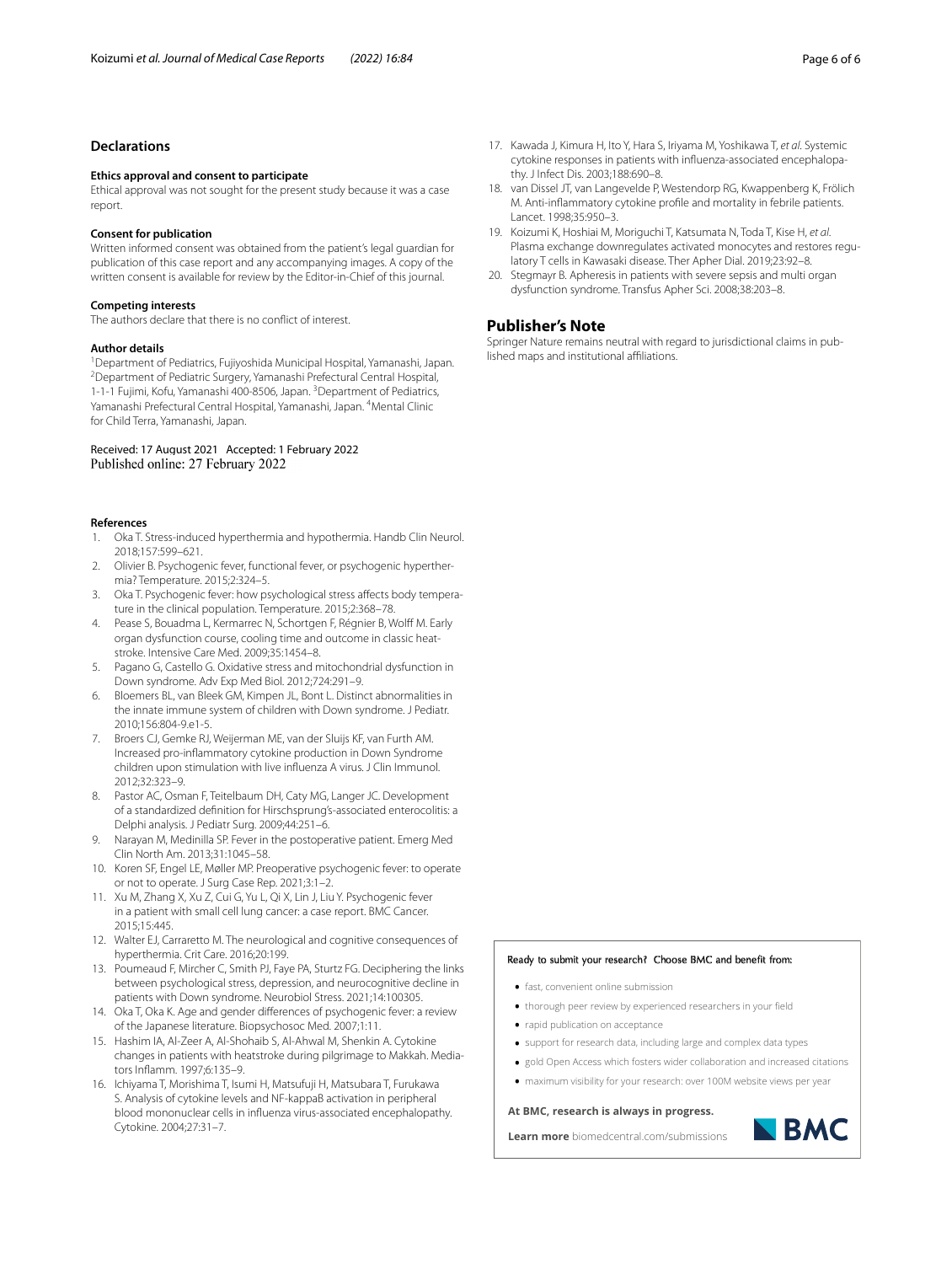## Declarations

### Ethics approval and consent to participate
Ethical approval was not sought for the present study because it was a case report.

### Consent for publication
Written informed consent was obtained from the patient's legal guardian for publication of this case report and any accompanying images. A copy of the written consent is available for review by the Editor-in-Chief of this journal.

### Competing interests
The authors declare that there is no conflict of interest.

### Author details
[1]Department of Pediatrics, Fujiyoshida Municipal Hospital, Yamanashi, Japan. [2]Department of Pediatric Surgery, Yamanashi Prefectural Central Hospital, 1-1-1 Fujimi, Kofu, Yamanashi 400-8506, Japan. [3]Department of Pediatrics, Yamanashi Prefectural Central Hospital, Yamanashi, Japan. [4]Mental Clinic for Child Terra, Yamanashi, Japan.

Received: 17 August 2021 Accepted: 1 February 2022
Published online: 27 February 2022

### References
1. Oka T. Stress-induced hyperthermia and hypothermia. Handb Clin Neurol. 2018;157:599–621.
2. Olivier B. Psychogenic fever, functional fever, or psychogenic hyperthermia? Temperature. 2015;2:324–5.
3. Oka T. Psychogenic fever: how psychological stress affects body temperature in the clinical population. Temperature. 2015;2:368–78.
4. Pease S, Bouadma L, Kermarrec N, Schortgen F, Régnier B, Wolff M. Early organ dysfunction course, cooling time and outcome in classic heatstroke. Intensive Care Med. 2009;35:1454–8.
5. Pagano G, Castello G. Oxidative stress and mitochondrial dysfunction in Down syndrome. Adv Exp Med Biol. 2012;724:291–9.
6. Bloemers BL, van Bleek GM, Kimpen JL, Bont L. Distinct abnormalities in the innate immune system of children with Down syndrome. J Pediatr. 2010;156:804-9.e1-5.
7. Broers CJ, Gemke RJ, Weijerman ME, van der Sluijs KF, van Furth AM. Increased pro-inflammatory cytokine production in Down Syndrome children upon stimulation with live influenza A virus. J Clin Immunol. 2012;32:323–9.
8. Pastor AC, Osman F, Teitelbaum DH, Caty MG, Langer JC. Development of a standardized definition for Hirschsprung's-associated enterocolitis: a Delphi analysis. J Pediatr Surg. 2009;44:251–6.
9. Narayan M, Medinilla SP. Fever in the postoperative patient. Emerg Med Clin North Am. 2013;31:1045–58.
10. Koren SF, Engel LE, Møller MP. Preoperative psychogenic fever: to operate or not to operate. J Surg Case Rep. 2021;3:1–2.
11. Xu M, Zhang X, Xu Z, Cui G, Yu L, Qi X, Lin J, Liu Y. Psychogenic fever in a patient with small cell lung cancer: a case report. BMC Cancer. 2015;15:445.
12. Walter EJ, Carraretto M. The neurological and cognitive consequences of hyperthermia. Crit Care. 2016;20:199.
13. Poumeaud F, Mircher C, Smith PJ, Faye PA, Sturtz FG. Deciphering the links between psychological stress, depression, and neurocognitive decline in patients with Down syndrome. Neurobiol Stress. 2021;14:100305.
14. Oka T, Oka K. Age and gender differences of psychogenic fever: a review of the Japanese literature. Biopsychosoc Med. 2007;1:11.
15. Hashim IA, Al-Zeer A, Al-Shohaib S, Al-Ahwal M, Shenkin A. Cytokine changes in patients with heatstroke during pilgrimage to Makkah. Mediators Inflamm. 1997;6:135–9.
16. Ichiyama T, Morishima T, Isumi H, Matsufuji H, Matsubara T, Furukawa S. Analysis of cytokine levels and NF-kappaB activation in peripheral blood mononuclear cells in influenza virus-associated encephalopathy. Cytokine. 2004;27:31–7.
17. Kawada J, Kimura H, Ito Y, Hara S, Iriyama M, Yoshikawa T, *et al.* Systemic cytokine responses in patients with influenza-associated encephalopathy. J Infect Dis. 2003;188:690–8.
18. van Dissel JT, van Langevelde P, Westendorp RG, Kwappenberg K, Frölich M. Anti-inflammatory cytokine profile and mortality in febrile patients. Lancet. 1998;35:950–3.
19. Koizumi K, Hoshiai M, Moriguchi T, Katsumata N, Toda T, Kise H, *et al.* Plasma exchange downregulates activated monocytes and restores regulatory T cells in Kawasaki disease. Ther Apher Dial. 2019;23:92–8.
20. Stegmayr B. Apheresis in patients with severe sepsis and multi organ dysfunction syndrome. Transfus Apher Sci. 2008;38:203–8.

## Publisher's Note
Springer Nature remains neutral with regard to jurisdictional claims in published maps and institutional affiliations.

Ready to submit your research? Choose BMC and benefit from:

- fast, convenient online submission
- thorough peer review by experienced researchers in your field
- rapid publication on acceptance
- support for research data, including large and complex data types
- gold Open Access which fosters wider collaboration and increased citations
- maximum visibility for your research: over 100M website views per year

**At BMC, research is always in progress.**

**Learn more** biomedcentral.com/submissions